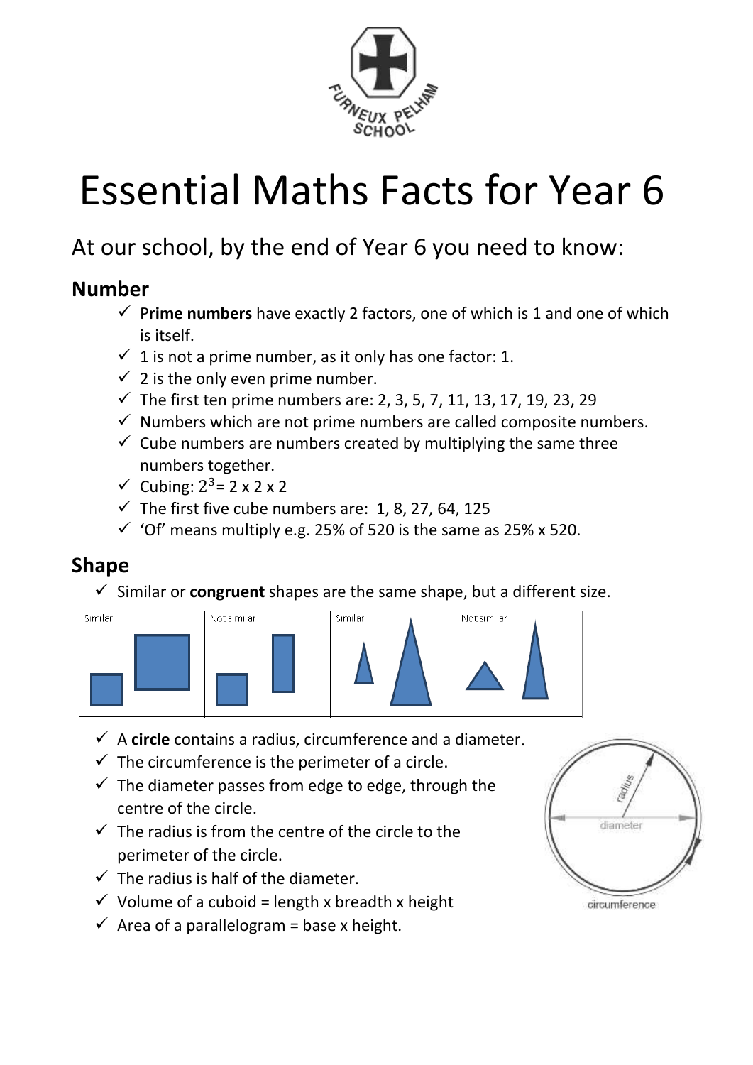# Essential Maths Facts for Year 6

## At our school, by the end of Year 6 you need to know:

### Number

- ✓ P**rime numbers** have exactly 2 factors, one of which is 1 and one of which is itself.
- ✓ 1 is not a prime number, as it only has one factor: 1.
- ✓ 2 is the only even prime number.
- ✓ The first ten prime numbers are: 2, 3, 5, 7, 11, 13, 17, 19, 23, 29
- ✓ Numbers which are not prime numbers are called composite numbers.
- ✓ Cube numbers are numbers created by multiplying the same three numbers together.
- ✓ Cubing: $2^3$= 2 x 2 x 2
- ✓ The first five cube numbers are: 1, 8, 27, 64, 125
- ✓ 'Of' means multiply e.g. 25% of 520 is the same as 25% x 520.

### Shape

- ✓ Similar or **congruent** shapes are the same shape, but a different size.

Similar | Not similar | Similar | Not similar

- ✓ A **circle** contains a radius, circumference and a diameter.
- ✓ The circumference is the perimeter of a circle.
- ✓ The diameter passes from edge to edge, through the centre of the circle.
- ✓ The radius is from the centre of the circle to the perimeter of the circle.
- ✓ The radius is half of the diameter.
- ✓ Volume of a cuboid = length x breadth x height
- ✓ Area of a parallelogram = base x height.

radius
diameter
circumference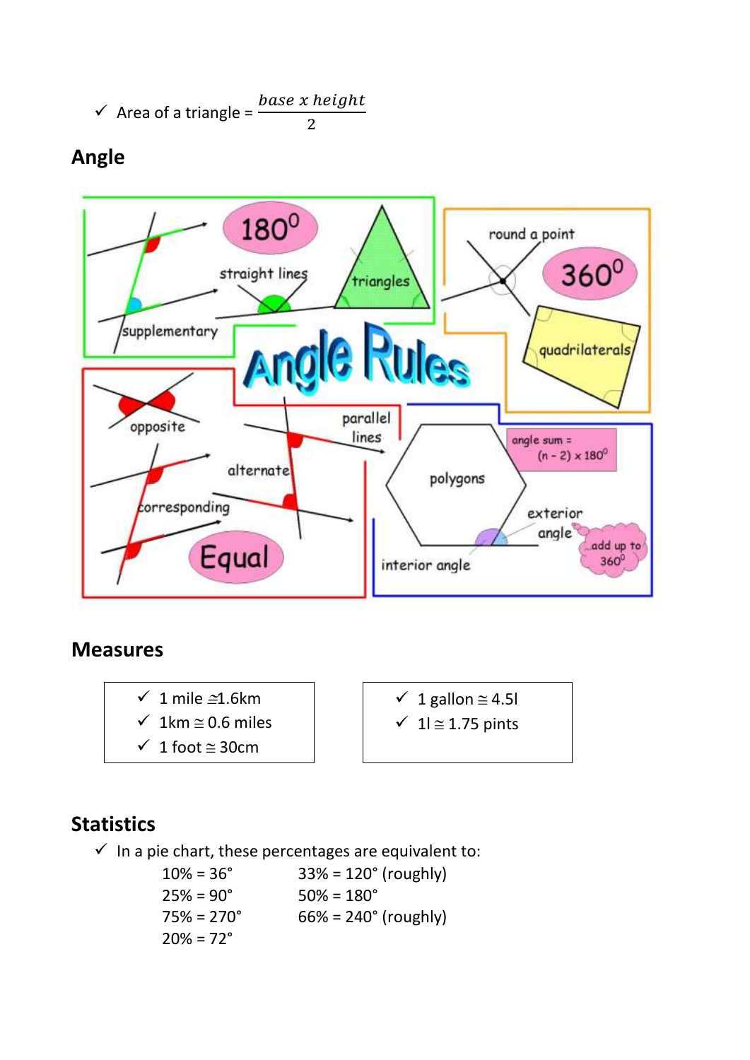- ✓ Area of a triangle = $\frac{base \ x \ height}{2}$

## Angle

Angle Rules

180⁰

straight lines

triangles

supplementary

round a point

360⁰

quadrilaterals

opposite

alternate

parallel lines

corresponding

Equal

polygons

angle sum = (n – 2) x 180⁰

exterior angle

...add up to 360⁰

interior angle

## Measures

- ✓ 1 mile ≅1.6km
- ✓ 1km ≅ 0.6 miles
- ✓ 1 foot ≅ 30cm

- ✓ 1 gallon ≅ 4.5l
- ✓ 1l ≅ 1.75 pints

## Statistics

- ✓ In a pie chart, these percentages are equivalent to:

| | |
|---|---|
| 10% = 36° | 33% = 120° (roughly) |
| 25% = 90° | 50% = 180° |
| 75% = 270° | 66% = 240° (roughly) |
| 20% = 72° | |